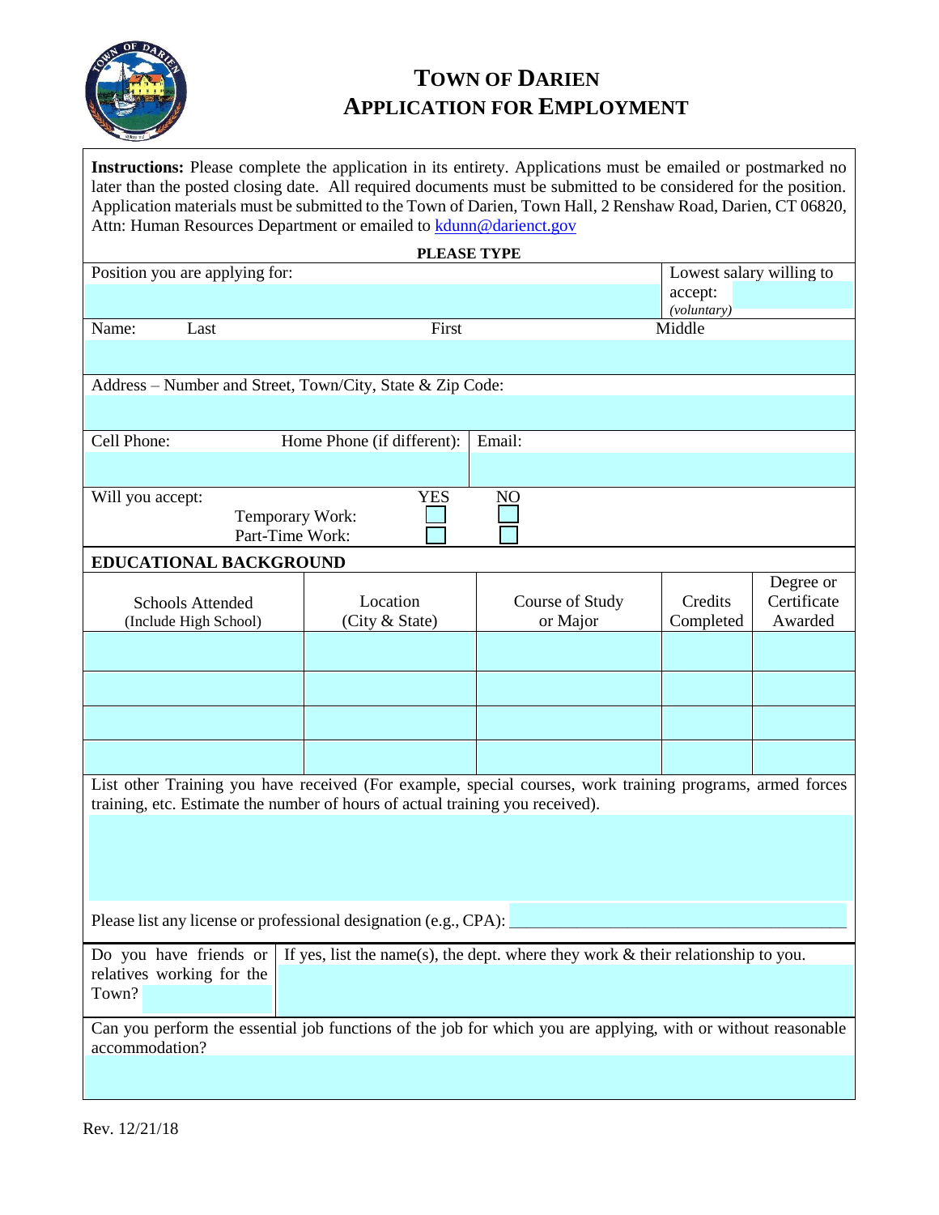# TOWN OF DARIEN
## APPLICATION FOR EMPLOYMENT

**Instructions:** Please complete the application in its entirety. Applications must be emailed or postmarked no later than the posted closing date. All required documents must be submitted to be considered for the position. Application materials must be submitted to the Town of Darien, Town Hall, 2 Renshaw Road, Darien, CT 06820, Attn: Human Resources Department or emailed to kdunn@darienct.gov

**PLEASE TYPE**

| Position you are applying for: | Lowest salary willing to accept: *(voluntary)* |
|---|---|
| | |

| Name: Last | First | Middle |
|---|---|---|
| | | |

Address – Number and Street, Town/City, State & Zip Code:

| Cell Phone: | Home Phone (if different): | Email: |
|---|---|---|
| | | |

Will you accept:

| | YES | NO |
|---|---|---|
| Temporary Work: | ☐ | ☐ |
| Part-Time Work: | ☐ | ☐ |

**EDUCATIONAL BACKGROUND**

| Schools Attended (Include High School) | Location (City & State) | Course of Study or Major | Credits Completed | Degree or Certificate Awarded |
|---|---|---|---|---|
| | | | | |
| | | | | |
| | | | | |
| | | | | |

List other Training you have received (For example, special courses, work training programs, armed forces training, etc. Estimate the number of hours of actual training you received).

Please list any license or professional designation (e.g., CPA): ____________________

| Do you have friends or relatives working for the Town? | If yes, list the name(s), the dept. where they work & their relationship to you. |
|---|---|
| | |

Can you perform the essential job functions of the job for which you are applying, with or without reasonable accommodation?

Rev. 12/21/18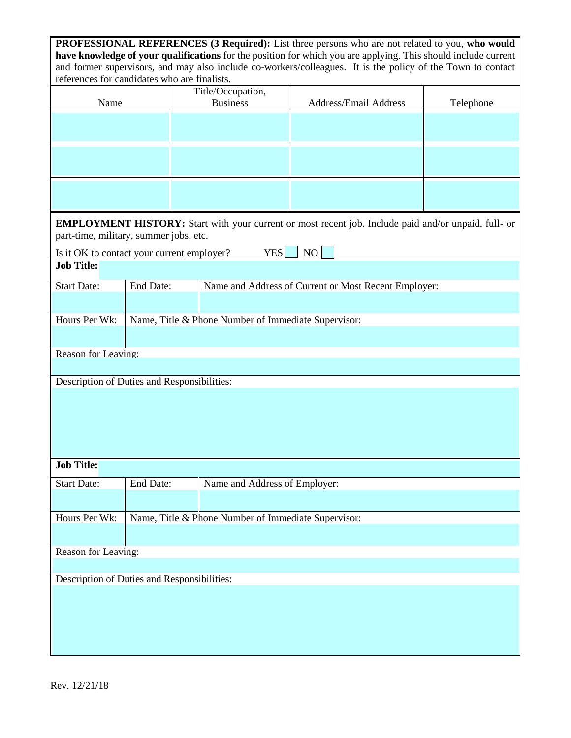**PROFESSIONAL REFERENCES (3 Required):** List three persons who are not related to you, **who would have knowledge of your qualifications** for the position for which you are applying. This should include current and former supervisors, and may also include co-workers/colleagues. It is the policy of the Town to contact references for candidates who are finalists.

| Name | Title/Occupation, Business | Address/Email Address | Telephone |
|---|---|---|---|
| | | | |
| | | | |
| | | | |

**EMPLOYMENT HISTORY:** Start with your current or most recent job. Include paid and/or unpaid, full- or part-time, military, summer jobs, etc.

Is it OK to contact your current employer? YES ☐ NO ☐

| **Job Title:** | | |
|---|---|---|
| Start Date: | End Date: | Name and Address of Current or Most Recent Employer: |
| | | |
| Hours Per Wk: | Name, Title & Phone Number of Immediate Supervisor: | |
| | | |
| Reason for Leaving: | | |
| | | |
| Description of Duties and Responsibilities: | | |
| | | |

| **Job Title:** | | |
|---|---|---|
| Start Date: | End Date: | Name and Address of Employer: |
| | | |
| Hours Per Wk: | Name, Title & Phone Number of Immediate Supervisor: | |
| | | |
| Reason for Leaving: | | |
| | | |
| Description of Duties and Responsibilities: | | |
| | | |

Rev. 12/21/18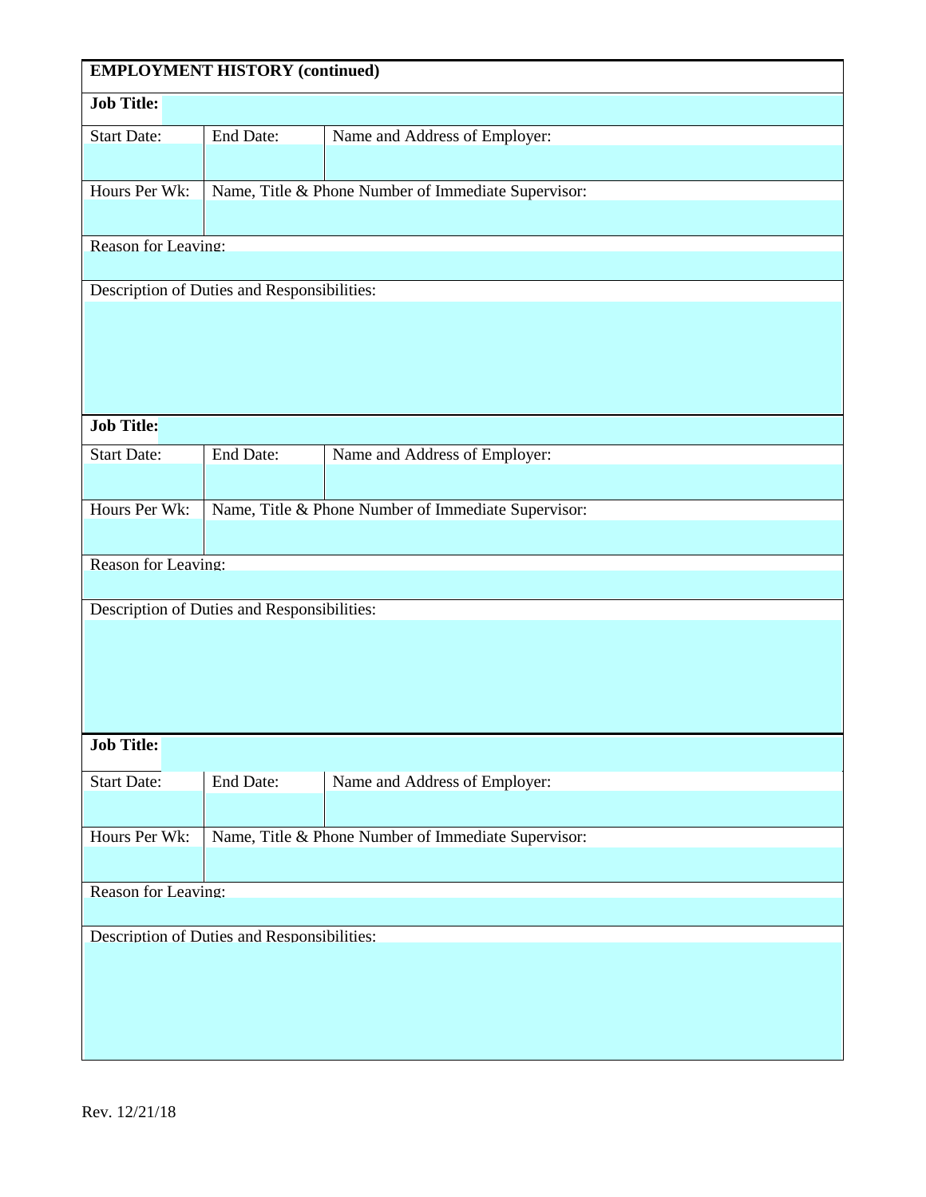**EMPLOYMENT HISTORY (continued)**

| **Job Title:** | | |
|---|---|---|
| Start Date: | End Date: | Name and Address of Employer: |
| | | |
| Hours Per Wk: | Name, Title & Phone Number of Immediate Supervisor: | |
| | | |
| Reason for Leaving: | | |
| | | |
| Description of Duties and Responsibilities: | | |
| | | |

| **Job Title:** | | |
|---|---|---|
| Start Date: | End Date: | Name and Address of Employer: |
| | | |
| Hours Per Wk: | Name, Title & Phone Number of Immediate Supervisor: | |
| | | |
| Reason for Leaving: | | |
| | | |
| Description of Duties and Responsibilities: | | |
| | | |

| **Job Title:** | | |
|---|---|---|
| Start Date: | End Date: | Name and Address of Employer: |
| | | |
| Hours Per Wk: | Name, Title & Phone Number of Immediate Supervisor: | |
| | | |
| Reason for Leaving: | | |
| | | |
| Description of Duties and Responsibilities: | | |
| | | |

Rev. 12/21/18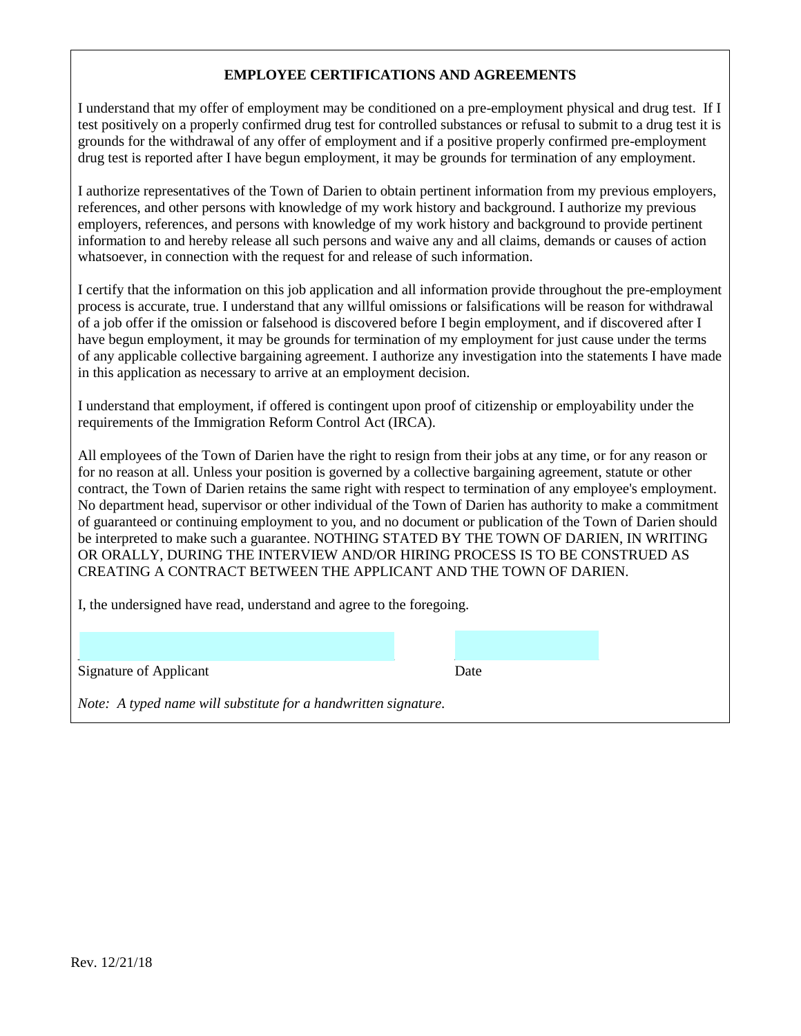## EMPLOYEE CERTIFICATIONS AND AGREEMENTS

I understand that my offer of employment may be conditioned on a pre-employment physical and drug test. If I test positively on a properly confirmed drug test for controlled substances or refusal to submit to a drug test it is grounds for the withdrawal of any offer of employment and if a positive properly confirmed pre-employment drug test is reported after I have begun employment, it may be grounds for termination of any employment.

I authorize representatives of the Town of Darien to obtain pertinent information from my previous employers, references, and other persons with knowledge of my work history and background. I authorize my previous employers, references, and persons with knowledge of my work history and background to provide pertinent information to and hereby release all such persons and waive any and all claims, demands or causes of action whatsoever, in connection with the request for and release of such information.

I certify that the information on this job application and all information provide throughout the pre-employment process is accurate, true. I understand that any willful omissions or falsifications will be reason for withdrawal of a job offer if the omission or falsehood is discovered before I begin employment, and if discovered after I have begun employment, it may be grounds for termination of my employment for just cause under the terms of any applicable collective bargaining agreement. I authorize any investigation into the statements I have made in this application as necessary to arrive at an employment decision.

I understand that employment, if offered is contingent upon proof of citizenship or employability under the requirements of the Immigration Reform Control Act (IRCA).

All employees of the Town of Darien have the right to resign from their jobs at any time, or for any reason or for no reason at all. Unless your position is governed by a collective bargaining agreement, statute or other contract, the Town of Darien retains the same right with respect to termination of any employee's employment. No department head, supervisor or other individual of the Town of Darien has authority to make a commitment of guaranteed or continuing employment to you, and no document or publication of the Town of Darien should be interpreted to make such a guarantee. NOTHING STATED BY THE TOWN OF DARIEN, IN WRITING OR ORALLY, DURING THE INTERVIEW AND/OR HIRING PROCESS IS TO BE CONSTRUED AS CREATING A CONTRACT BETWEEN THE APPLICANT AND THE TOWN OF DARIEN.

I, the undersigned have read, understand and agree to the foregoing.

\_\_\_\_\_\_\_\_\_\_\_\_\_\_\_\_\_\_\_\_\_\_\_\_\_\_\_\_\_\_ \_\_\_\_\_\_\_\_\_\_\_\_\_\_\_\_\_\_\_\_

Signature of Applicant Date

*Note: A typed name will substitute for a handwritten signature.*

Rev. 12/21/18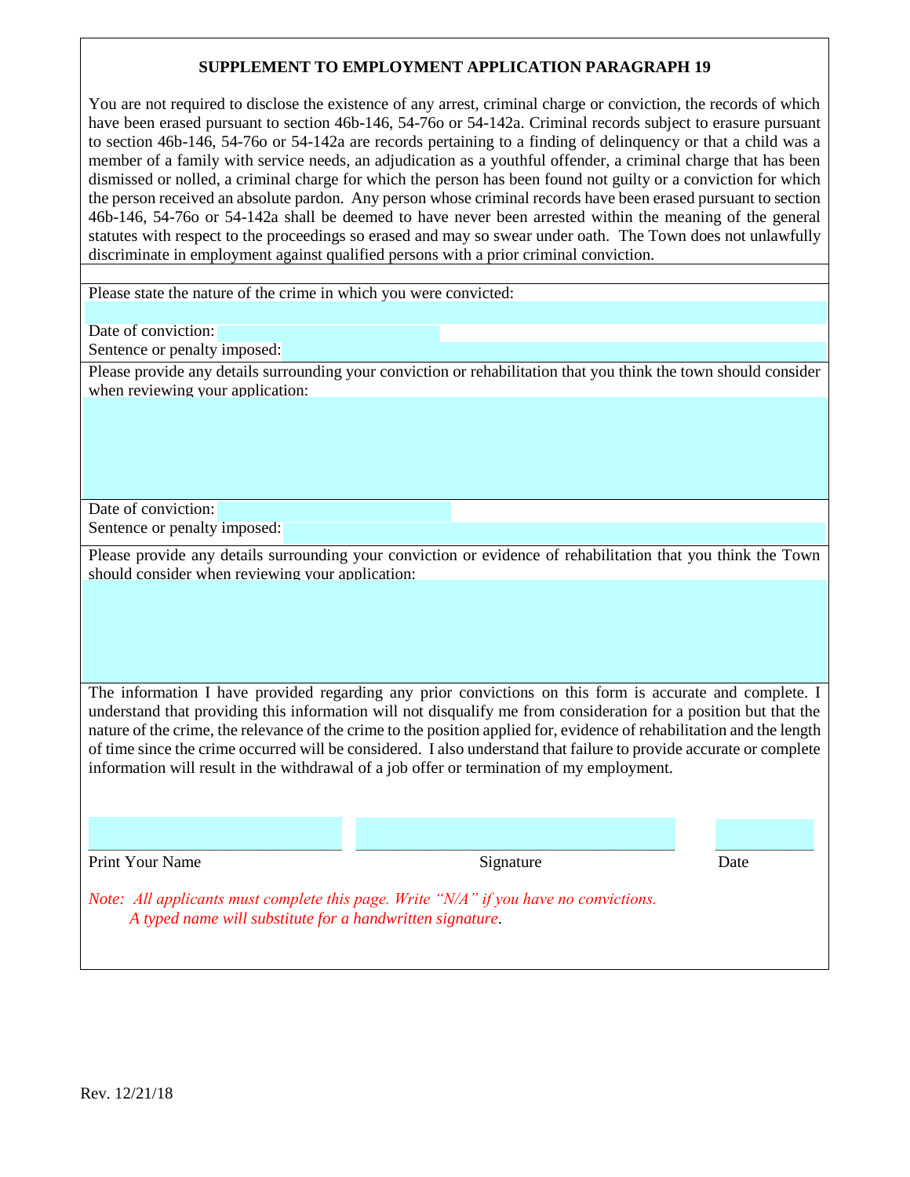## SUPPLEMENT TO EMPLOYMENT APPLICATION PARAGRAPH 19

You are not required to disclose the existence of any arrest, criminal charge or conviction, the records of which have been erased pursuant to section 46b-146, 54-76o or 54-142a. Criminal records subject to erasure pursuant to section 46b-146, 54-76o or 54-142a are records pertaining to a finding of delinquency or that a child was a member of a family with service needs, an adjudication as a youthful offender, a criminal charge that has been dismissed or nolled, a criminal charge for which the person has been found not guilty or a conviction for which the person received an absolute pardon. Any person whose criminal records have been erased pursuant to section 46b-146, 54-76o or 54-142a shall be deemed to have never been arrested within the meaning of the general statutes with respect to the proceedings so erased and may so swear under oath. The Town does not unlawfully discriminate in employment against qualified persons with a prior criminal conviction.

Please state the nature of the crime in which you were convicted:

Date of conviction:

Sentence or penalty imposed:

Please provide any details surrounding your conviction or rehabilitation that you think the town should consider when reviewing your application:

Date of conviction:

Sentence or penalty imposed:

Please provide any details surrounding your conviction or evidence of rehabilitation that you think the Town should consider when reviewing your application:

The information I have provided regarding any prior convictions on this form is accurate and complete. I understand that providing this information will not disqualify me from consideration for a position but that the nature of the crime, the relevance of the crime to the position applied for, evidence of rehabilitation and the length of time since the crime occurred will be considered. I also understand that failure to provide accurate or complete information will result in the withdrawal of a job offer or termination of my employment.

| | | |
|---|---|---|
| \_\_\_\_\_\_\_\_\_\_\_\_\_\_\_\_\_\_\_\_\_\_\_\_\_\_ | \_\_\_\_\_\_\_\_\_\_\_\_\_\_\_\_\_\_\_\_\_\_\_\_\_\_\_\_\_\_\_\_\_ | \_\_\_\_\_\_\_\_\_\_ |
| Print Your Name | Signature | Date |

*Note: All applicants must complete this page. Write "N/A" if you have no convictions.*
*A typed name will substitute for a handwritten signature.*

Rev. 12/21/18